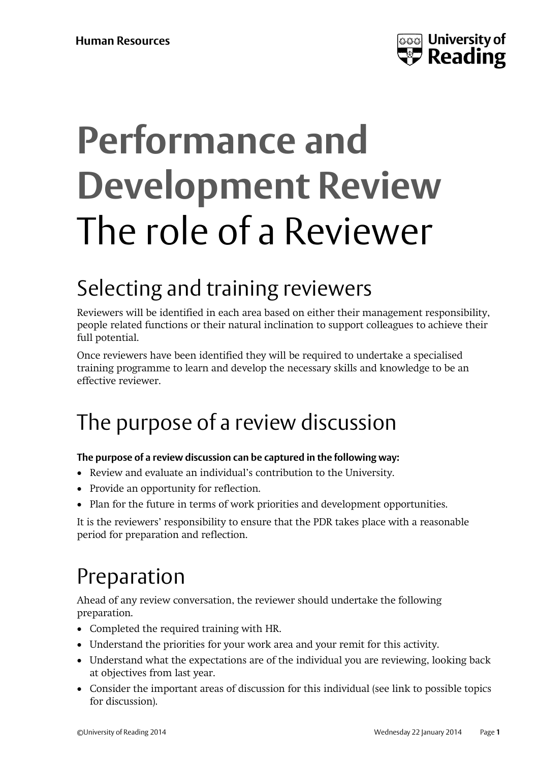# Performance and Development Review The role of a Reviewer

## Selecting and training reviewers

Reviewers will be identified in each area based on either their management responsibility, people related functions or their natural inclination to support colleagues to achieve their full potential.

Once reviewers have been identified they will be required to undertake a specialised training programme to learn and develop the necessary skills and knowledge to be an effective reviewer.

## The purpose of a review discussion

**The purpose of a review discussion can be captured in the following way:**

- Review and evaluate an individual's contribution to the University.
- Provide an opportunity for reflection.
- Plan for the future in terms of work priorities and development opportunities.

It is the reviewers' responsibility to ensure that the PDR takes place with a reasonable period for preparation and reflection.

## Preparation

Ahead of any review conversation, the reviewer should undertake the following preparation.

- Completed the required training with HR.
- Understand the priorities for your work area and your remit for this activity.
- Understand what the expectations are of the individual you are reviewing, looking back at objectives from last year.
- Consider the important areas of discussion for this individual (see link to possible topics for discussion).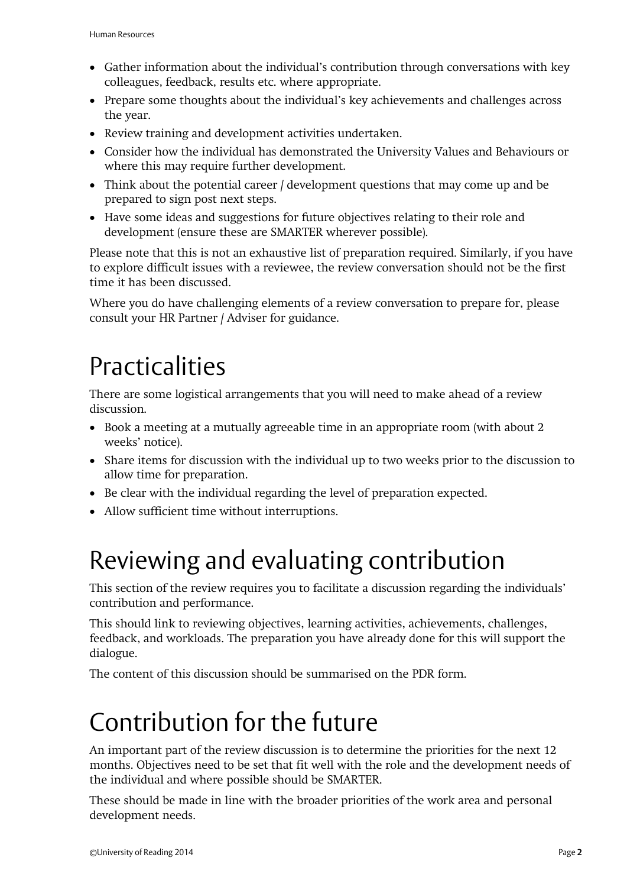- Gather information about the individual's contribution through conversations with key colleagues, feedback, results etc. where appropriate.
- Prepare some thoughts about the individual's key achievements and challenges across the year.
- Review training and development activities undertaken.
- Consider how the individual has demonstrated the University Values and Behaviours or where this may require further development.
- Think about the potential career / development questions that may come up and be prepared to sign post next steps.
- Have some ideas and suggestions for future objectives relating to their role and development (ensure these are SMARTER wherever possible).

Please note that this is not an exhaustive list of preparation required. Similarly, if you have to explore difficult issues with a reviewee, the review conversation should not be the first time it has been discussed.

Where you do have challenging elements of a review conversation to prepare for, please consult your HR Partner / Adviser for guidance.

# Practicalities

There are some logistical arrangements that you will need to make ahead of a review discussion.

- Book a meeting at a mutually agreeable time in an appropriate room (with about 2 weeks' notice).
- Share items for discussion with the individual up to two weeks prior to the discussion to allow time for preparation.
- Be clear with the individual regarding the level of preparation expected.
- Allow sufficient time without interruptions.

# Reviewing and evaluating contribution

This section of the review requires you to facilitate a discussion regarding the individuals' contribution and performance.

This should link to reviewing objectives, learning activities, achievements, challenges, feedback, and workloads. The preparation you have already done for this will support the dialogue.

The content of this discussion should be summarised on the PDR form.

# Contribution for the future

An important part of the review discussion is to determine the priorities for the next 12 months. Objectives need to be set that fit well with the role and the development needs of the individual and where possible should be SMARTER.

These should be made in line with the broader priorities of the work area and personal development needs.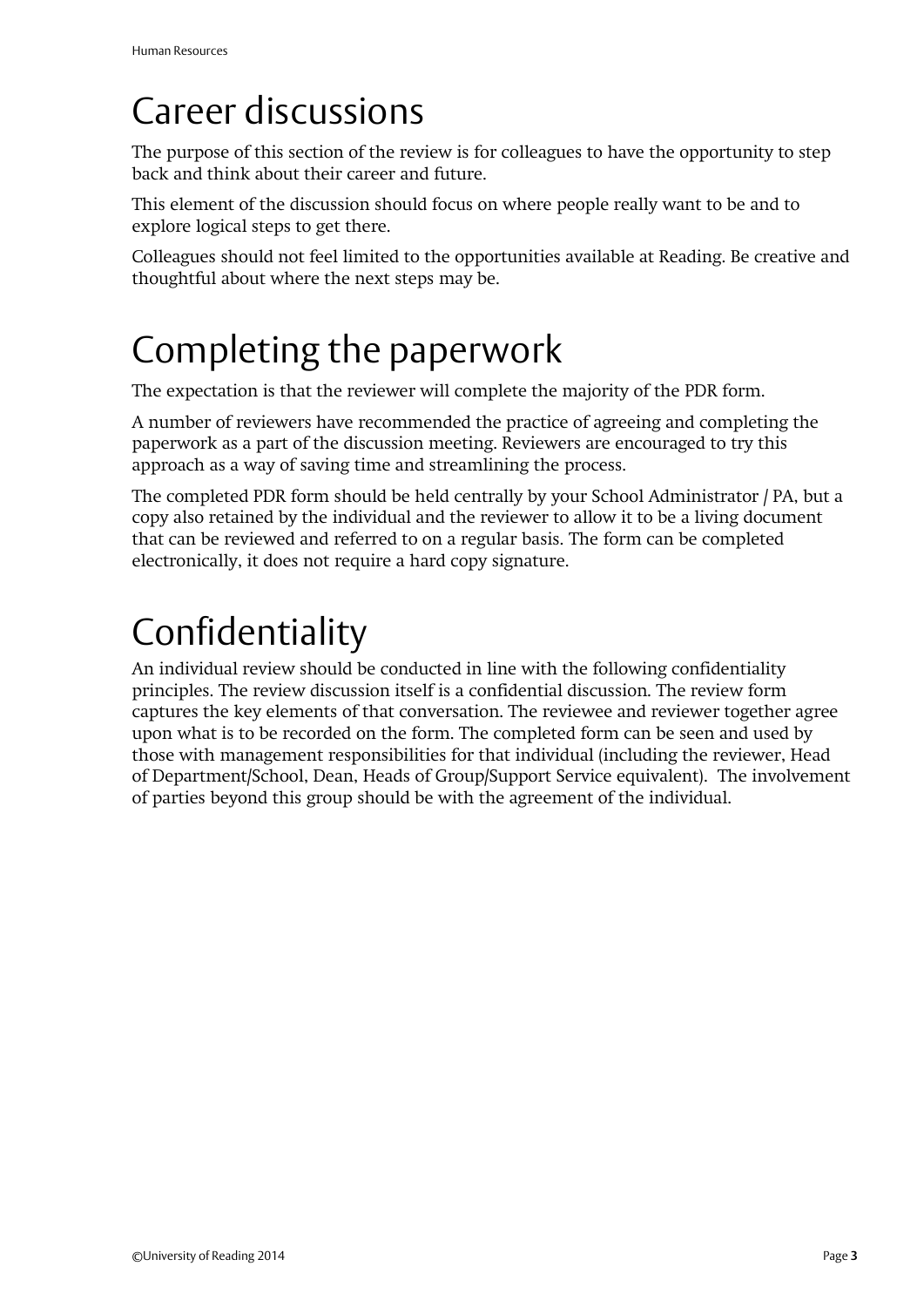# Career discussions

The purpose of this section of the review is for colleagues to have the opportunity to step back and think about their career and future.

This element of the discussion should focus on where people really want to be and to explore logical steps to get there.

Colleagues should not feel limited to the opportunities available at Reading. Be creative and thoughtful about where the next steps may be.

# Completing the paperwork

The expectation is that the reviewer will complete the majority of the PDR form.

A number of reviewers have recommended the practice of agreeing and completing the paperwork as a part of the discussion meeting. Reviewers are encouraged to try this approach as a way of saving time and streamlining the process.

The completed PDR form should be held centrally by your School Administrator / PA, but a copy also retained by the individual and the reviewer to allow it to be a living document that can be reviewed and referred to on a regular basis. The form can be completed electronically, it does not require a hard copy signature.

# Confidentiality

An individual review should be conducted in line with the following confidentiality principles. The review discussion itself is a confidential discussion. The review form captures the key elements of that conversation. The reviewee and reviewer together agree upon what is to be recorded on the form. The completed form can be seen and used by those with management responsibilities for that individual (including the reviewer, Head of Department/School, Dean, Heads of Group/Support Service equivalent). The involvement of parties beyond this group should be with the agreement of the individual.